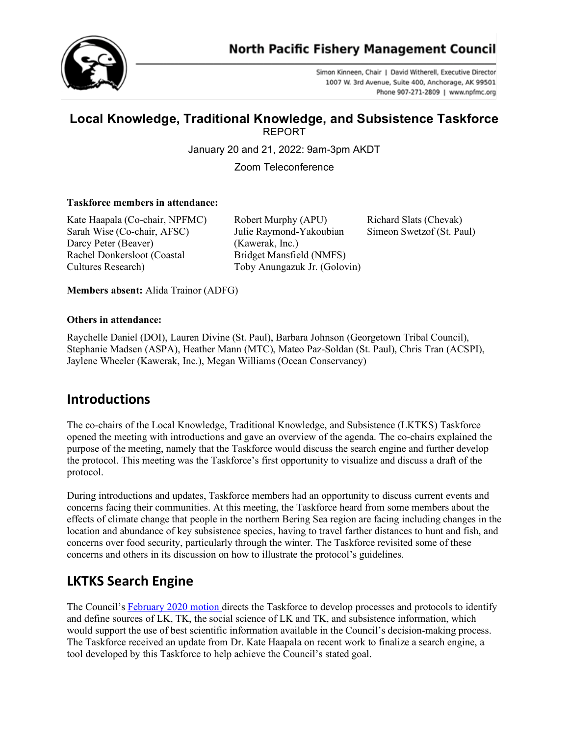North Pacific Fishery Management Council

Simon Kinneen, Chair | David Witherell, Executive Director
1007 W. 3rd Avenue, Suite 400, Anchorage, AK 99501
Phone 907-271-2809 | www.npfmc.org

# Local Knowledge, Traditional Knowledge, and Subsistence Taskforce

REPORT

January 20 and 21, 2022: 9am-3pm AKDT

Zoom Teleconference

**Taskforce members in attendance:**

Kate Haapala (Co-chair, NPFMC)
Sarah Wise (Co-chair, AFSC)
Darcy Peter (Beaver)
Rachel Donkersloot (Coastal Cultures Research)
Robert Murphy (APU)
Julie Raymond-Yakoubian (Kawerak, Inc.)
Bridget Mansfield (NMFS)
Toby Anungazuk Jr. (Golovin)
Richard Slats (Chevak)
Simeon Swetzof (St. Paul)

**Members absent:** Alida Trainor (ADFG)

**Others in attendance:**

Raychelle Daniel (DOI), Lauren Divine (St. Paul), Barbara Johnson (Georgetown Tribal Council), Stephanie Madsen (ASPA), Heather Mann (MTC), Mateo Paz-Soldan (St. Paul), Chris Tran (ACSPI), Jaylene Wheeler (Kawerak, Inc.), Megan Williams (Ocean Conservancy)

## Introductions

The co-chairs of the Local Knowledge, Traditional Knowledge, and Subsistence (LKTKS) Taskforce opened the meeting with introductions and gave an overview of the agenda. The co-chairs explained the purpose of the meeting, namely that the Taskforce would discuss the search engine and further develop the protocol. This meeting was the Taskforce's first opportunity to visualize and discuss a draft of the protocol.

During introductions and updates, Taskforce members had an opportunity to discuss current events and concerns facing their communities. At this meeting, the Taskforce heard from some members about the effects of climate change that people in the northern Bering Sea region are facing including changes in the location and abundance of key subsistence species, having to travel farther distances to hunt and fish, and concerns over food security, particularly through the winter. The Taskforce revisited some of these concerns and others in its discussion on how to illustrate the protocol's guidelines.

## LKTKS Search Engine

The Council's February 2020 motion directs the Taskforce to develop processes and protocols to identify and define sources of LK, TK, the social science of LK and TK, and subsistence information, which would support the use of best scientific information available in the Council's decision-making process. The Taskforce received an update from Dr. Kate Haapala on recent work to finalize a search engine, a tool developed by this Taskforce to help achieve the Council's stated goal.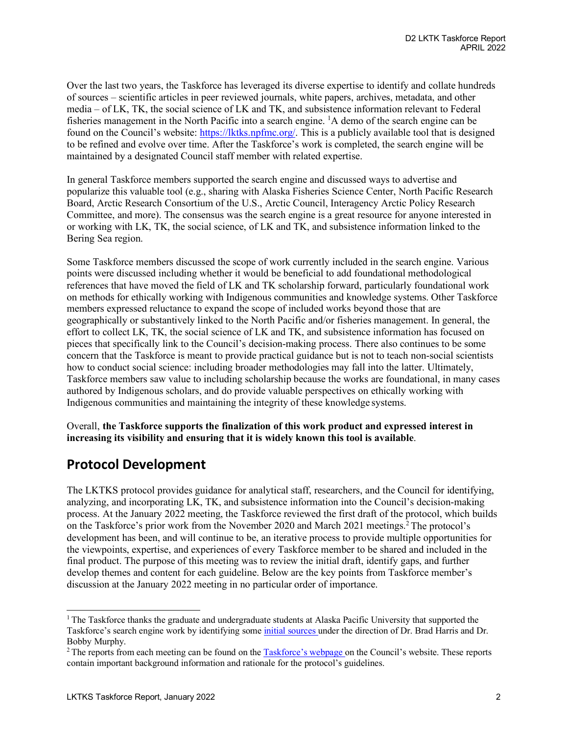Over the last two years, the Taskforce has leveraged its diverse expertise to identify and collate hundreds of sources – scientific articles in peer reviewed journals, white papers, archives, metadata, and other media – of LK, TK, the social science of LK and TK, and subsistence information relevant to Federal fisheries management in the North Pacific into a search engine. [1]A demo of the search engine can be found on the Council's website: [https://lktks.npfmc.org/](https://lktks.npfmc.org/). This is a publicly available tool that is designed to be refined and evolve over time. After the Taskforce's work is completed, the search engine will be maintained by a designated Council staff member with related expertise.

In general Taskforce members supported the search engine and discussed ways to advertise and popularize this valuable tool (e.g., sharing with Alaska Fisheries Science Center, North Pacific Research Board, Arctic Research Consortium of the U.S., Arctic Council, Interagency Arctic Policy Research Committee, and more). The consensus was the search engine is a great resource for anyone interested in or working with LK, TK, the social science, of LK and TK, and subsistence information linked to the Bering Sea region.

Some Taskforce members discussed the scope of work currently included in the search engine. Various points were discussed including whether it would be beneficial to add foundational methodological references that have moved the field of LK and TK scholarship forward, particularly foundational work on methods for ethically working with Indigenous communities and knowledge systems. Other Taskforce members expressed reluctance to expand the scope of included works beyond those that are geographically or substantively linked to the North Pacific and/or fisheries management. In general, the effort to collect LK, TK, the social science of LK and TK, and subsistence information has focused on pieces that specifically link to the Council's decision-making process. There also continues to be some concern that the Taskforce is meant to provide practical guidance but is not to teach non-social scientists how to conduct social science: including broader methodologies may fall into the latter. Ultimately, Taskforce members saw value to including scholarship because the works are foundational, in many cases authored by Indigenous scholars, and do provide valuable perspectives on ethically working with Indigenous communities and maintaining the integrity of these knowledge systems.

Overall, **the Taskforce supports the finalization of this work product and expressed interest in increasing its visibility and ensuring that it is widely known this tool is available**.

## Protocol Development

The LKTKS protocol provides guidance for analytical staff, researchers, and the Council for identifying, analyzing, and incorporating LK, TK, and subsistence information into the Council's decision-making process. At the January 2022 meeting, the Taskforce reviewed the first draft of the protocol, which builds on the Taskforce's prior work from the November 2020 and March 2021 meetings.[2] The protocol's development has been, and will continue to be, an iterative process to provide multiple opportunities for the viewpoints, expertise, and experiences of every Taskforce member to be shared and included in the final product. The purpose of this meeting was to review the initial draft, identify gaps, and further develop themes and content for each guideline. Below are the key points from Taskforce member's discussion at the January 2022 meeting in no particular order of importance.

---

[1] The Taskforce thanks the graduate and undergraduate students at Alaska Pacific University that supported the Taskforce's search engine work by identifying some initial sources under the direction of Dr. Brad Harris and Dr. Bobby Murphy.

[2] The reports from each meeting can be found on the Taskforce's webpage on the Council's website. These reports contain important background information and rationale for the protocol's guidelines.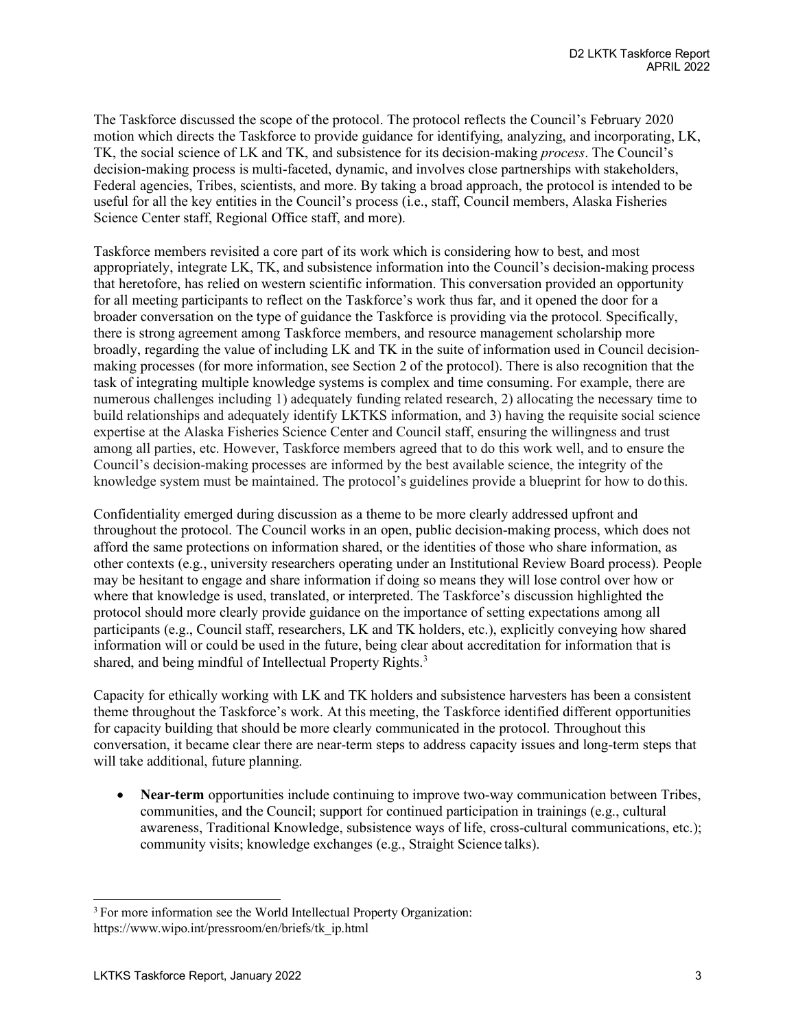The Taskforce discussed the scope of the protocol. The protocol reflects the Council's February 2020 motion which directs the Taskforce to provide guidance for identifying, analyzing, and incorporating, LK, TK, the social science of LK and TK, and subsistence for its decision-making *process*. The Council's decision-making process is multi-faceted, dynamic, and involves close partnerships with stakeholders, Federal agencies, Tribes, scientists, and more. By taking a broad approach, the protocol is intended to be useful for all the key entities in the Council's process (i.e., staff, Council members, Alaska Fisheries Science Center staff, Regional Office staff, and more).

Taskforce members revisited a core part of its work which is considering how to best, and most appropriately, integrate LK, TK, and subsistence information into the Council's decision-making process that heretofore, has relied on western scientific information. This conversation provided an opportunity for all meeting participants to reflect on the Taskforce's work thus far, and it opened the door for a broader conversation on the type of guidance the Taskforce is providing via the protocol. Specifically, there is strong agreement among Taskforce members, and resource management scholarship more broadly, regarding the value of including LK and TK in the suite of information used in Council decision-making processes (for more information, see Section 2 of the protocol). There is also recognition that the task of integrating multiple knowledge systems is complex and time consuming. For example, there are numerous challenges including 1) adequately funding related research, 2) allocating the necessary time to build relationships and adequately identify LKTKS information, and 3) having the requisite social science expertise at the Alaska Fisheries Science Center and Council staff, ensuring the willingness and trust among all parties, etc. However, Taskforce members agreed that to do this work well, and to ensure the Council's decision-making processes are informed by the best available science, the integrity of the knowledge system must be maintained. The protocol's guidelines provide a blueprint for how to do this.

Confidentiality emerged during discussion as a theme to be more clearly addressed upfront and throughout the protocol. The Council works in an open, public decision-making process, which does not afford the same protections on information shared, or the identities of those who share information, as other contexts (e.g., university researchers operating under an Institutional Review Board process). People may be hesitant to engage and share information if doing so means they will lose control over how or where that knowledge is used, translated, or interpreted. The Taskforce's discussion highlighted the protocol should more clearly provide guidance on the importance of setting expectations among all participants (e.g., Council staff, researchers, LK and TK holders, etc.), explicitly conveying how shared information will or could be used in the future, being clear about accreditation for information that is shared, and being mindful of Intellectual Property Rights.[3]

Capacity for ethically working with LK and TK holders and subsistence harvesters has been a consistent theme throughout the Taskforce's work. At this meeting, the Taskforce identified different opportunities for capacity building that should be more clearly communicated in the protocol. Throughout this conversation, it became clear there are near-term steps to address capacity issues and long-term steps that will take additional, future planning.

- **Near-term** opportunities include continuing to improve two-way communication between Tribes, communities, and the Council; support for continued participation in trainings (e.g., cultural awareness, Traditional Knowledge, subsistence ways of life, cross-cultural communications, etc.); community visits; knowledge exchanges (e.g., Straight Science talks).

[3] For more information see the World Intellectual Property Organization: https://www.wipo.int/pressroom/en/briefs/tk_ip.html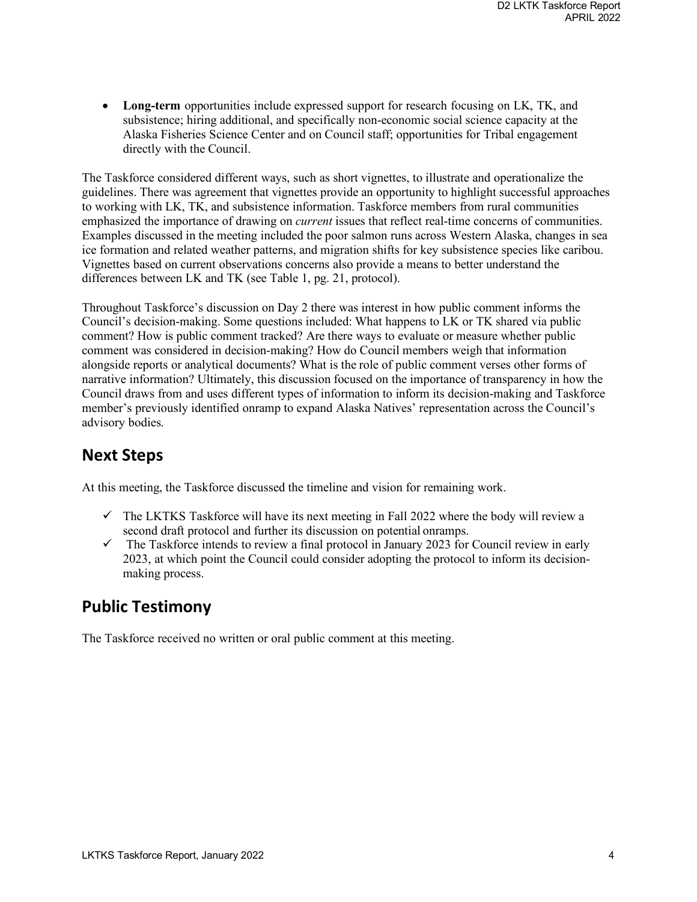- **Long-term** opportunities include expressed support for research focusing on LK, TK, and subsistence; hiring additional, and specifically non-economic social science capacity at the Alaska Fisheries Science Center and on Council staff; opportunities for Tribal engagement directly with the Council.

The Taskforce considered different ways, such as short vignettes, to illustrate and operationalize the guidelines. There was agreement that vignettes provide an opportunity to highlight successful approaches to working with LK, TK, and subsistence information. Taskforce members from rural communities emphasized the importance of drawing on *current* issues that reflect real-time concerns of communities. Examples discussed in the meeting included the poor salmon runs across Western Alaska, changes in sea ice formation and related weather patterns, and migration shifts for key subsistence species like caribou. Vignettes based on current observations concerns also provide a means to better understand the differences between LK and TK (see Table 1, pg. 21, protocol).

Throughout Taskforce's discussion on Day 2 there was interest in how public comment informs the Council's decision-making. Some questions included: What happens to LK or TK shared via public comment? How is public comment tracked? Are there ways to evaluate or measure whether public comment was considered in decision-making? How do Council members weigh that information alongside reports or analytical documents? What is the role of public comment verses other forms of narrative information? Ultimately, this discussion focused on the importance of transparency in how the Council draws from and uses different types of information to inform its decision-making and Taskforce member's previously identified onramp to expand Alaska Natives' representation across the Council's advisory bodies.

## Next Steps

At this meeting, the Taskforce discussed the timeline and vision for remaining work.

- ✓ The LKTKS Taskforce will have its next meeting in Fall 2022 where the body will review a second draft protocol and further its discussion on potential onramps.
- ✓ The Taskforce intends to review a final protocol in January 2023 for Council review in early 2023, at which point the Council could consider adopting the protocol to inform its decision-making process.

## Public Testimony

The Taskforce received no written or oral public comment at this meeting.